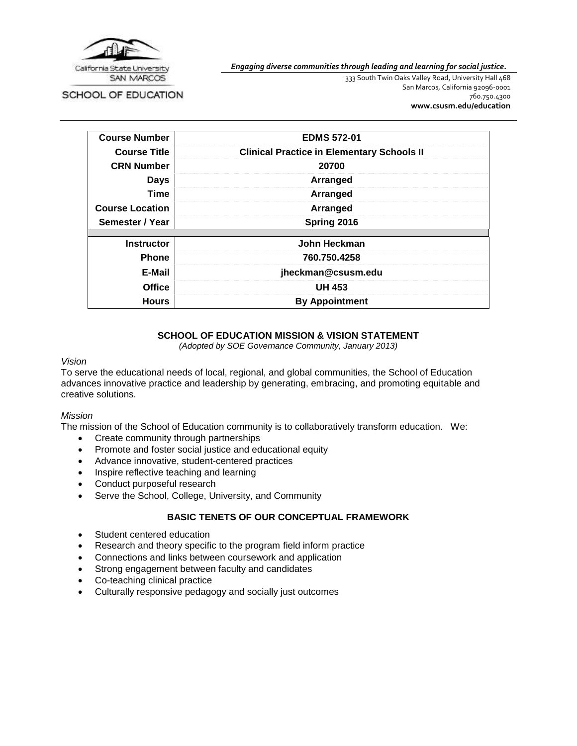California State University SAN MARCOS

SCHOOL OF EDUCATION

*Engaging diverse communities through leading and learning for social justice.*

333 South Twin Oaks Valley Road, University Hall 468
San Marcos, California 92096-0001
760.750.4300
**www.csusm.edu/education**

| | |
|---|---|
| **Course Number** | **EDMS 572-01** |
| **Course Title** | **Clinical Practice in Elementary Schools II** |
| **CRN Number** | **20700** |
| **Days** | **Arranged** |
| **Time** | **Arranged** |
| **Course Location** | **Arranged** |
| **Semester / Year** | **Spring 2016** |
| | |
| **Instructor** | **John Heckman** |
| **Phone** | **760.750.4258** |
| **E-Mail** | **jheckman@csusm.edu** |
| **Office** | **UH 453** |
| **Hours** | **By Appointment** |

## SCHOOL OF EDUCATION MISSION & VISION STATEMENT

*(Adopted by SOE Governance Community, January 2013)*

*Vision*

To serve the educational needs of local, regional, and global communities, the School of Education advances innovative practice and leadership by generating, embracing, and promoting equitable and creative solutions.

*Mission*

The mission of the School of Education community is to collaboratively transform education. We:

- Create community through partnerships
- Promote and foster social justice and educational equity
- Advance innovative, student-centered practices
- Inspire reflective teaching and learning
- Conduct purposeful research
- Serve the School, College, University, and Community

## BASIC TENETS OF OUR CONCEPTUAL FRAMEWORK

- Student centered education
- Research and theory specific to the program field inform practice
- Connections and links between coursework and application
- Strong engagement between faculty and candidates
- Co-teaching clinical practice
- Culturally responsive pedagogy and socially just outcomes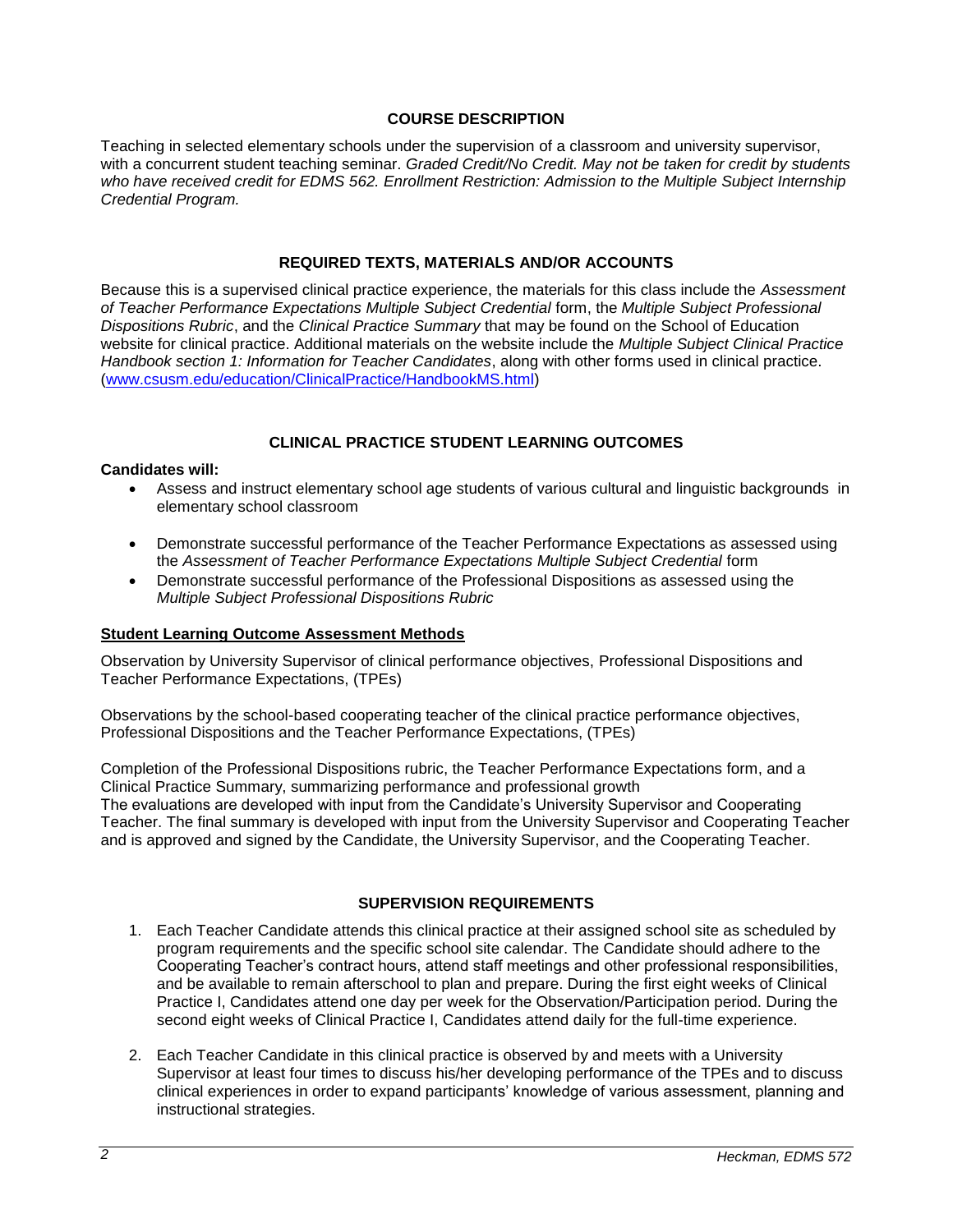## COURSE DESCRIPTION

Teaching in selected elementary schools under the supervision of a classroom and university supervisor, with a concurrent student teaching seminar. *Graded Credit/No Credit. May not be taken for credit by students who have received credit for EDMS 562. Enrollment Restriction: Admission to the Multiple Subject Internship Credential Program.*

## REQUIRED TEXTS, MATERIALS AND/OR ACCOUNTS

Because this is a supervised clinical practice experience, the materials for this class include the *Assessment of Teacher Performance Expectations Multiple Subject Credential* form, the *Multiple Subject Professional Dispositions Rubric*, and the *Clinical Practice Summary* that may be found on the School of Education website for clinical practice. Additional materials on the website include the *Multiple Subject Clinical Practice Handbook section 1: Information for Teacher Candidates*, along with other forms used in clinical practice. (www.csusm.edu/education/ClinicalPractice/HandbookMS.html)

## CLINICAL PRACTICE STUDENT LEARNING OUTCOMES

**Candidates will:**

- Assess and instruct elementary school age students of various cultural and linguistic backgrounds in elementary school classroom
- Demonstrate successful performance of the Teacher Performance Expectations as assessed using the *Assessment of Teacher Performance Expectations Multiple Subject Credential* form
- Demonstrate successful performance of the Professional Dispositions as assessed using the *Multiple Subject Professional Dispositions Rubric*

### Student Learning Outcome Assessment Methods

Observation by University Supervisor of clinical performance objectives, Professional Dispositions and Teacher Performance Expectations, (TPEs)

Observations by the school-based cooperating teacher of the clinical practice performance objectives, Professional Dispositions and the Teacher Performance Expectations, (TPEs)

Completion of the Professional Dispositions rubric, the Teacher Performance Expectations form, and a Clinical Practice Summary, summarizing performance and professional growth
The evaluations are developed with input from the Candidate's University Supervisor and Cooperating Teacher. The final summary is developed with input from the University Supervisor and Cooperating Teacher and is approved and signed by the Candidate, the University Supervisor, and the Cooperating Teacher.

## SUPERVISION REQUIREMENTS

1. Each Teacher Candidate attends this clinical practice at their assigned school site as scheduled by program requirements and the specific school site calendar. The Candidate should adhere to the Cooperating Teacher's contract hours, attend staff meetings and other professional responsibilities, and be available to remain afterschool to plan and prepare. During the first eight weeks of Clinical Practice I, Candidates attend one day per week for the Observation/Participation period. During the second eight weeks of Clinical Practice I, Candidates attend daily for the full-time experience.

2. Each Teacher Candidate in this clinical practice is observed by and meets with a University Supervisor at least four times to discuss his/her developing performance of the TPEs and to discuss clinical experiences in order to expand participants' knowledge of various assessment, planning and instructional strategies.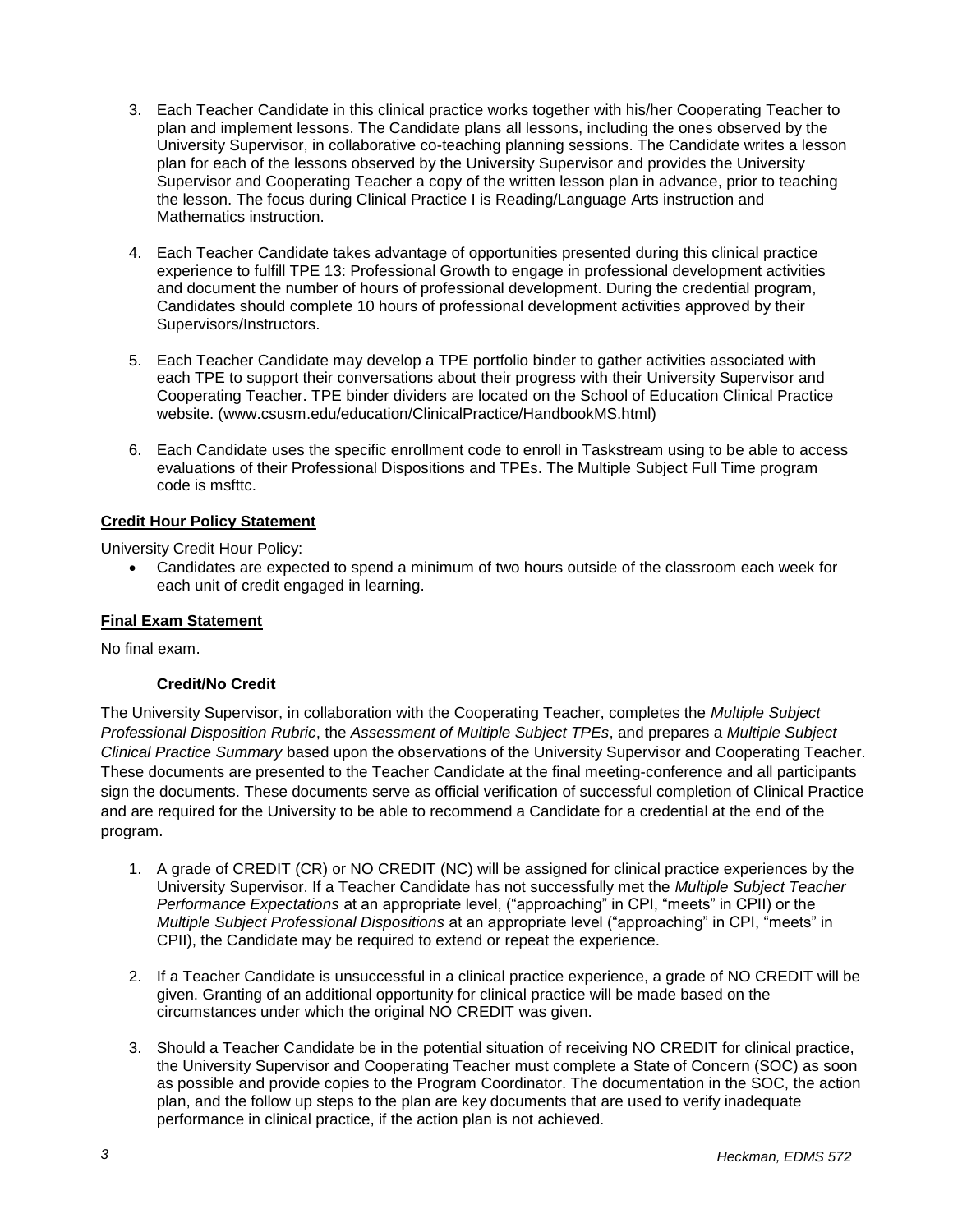3. Each Teacher Candidate in this clinical practice works together with his/her Cooperating Teacher to plan and implement lessons. The Candidate plans all lessons, including the ones observed by the University Supervisor, in collaborative co-teaching planning sessions. The Candidate writes a lesson plan for each of the lessons observed by the University Supervisor and provides the University Supervisor and Cooperating Teacher a copy of the written lesson plan in advance, prior to teaching the lesson. The focus during Clinical Practice I is Reading/Language Arts instruction and Mathematics instruction.
4. Each Teacher Candidate takes advantage of opportunities presented during this clinical practice experience to fulfill TPE 13: Professional Growth to engage in professional development activities and document the number of hours of professional development. During the credential program, Candidates should complete 10 hours of professional development activities approved by their Supervisors/Instructors.
5. Each Teacher Candidate may develop a TPE portfolio binder to gather activities associated with each TPE to support their conversations about their progress with their University Supervisor and Cooperating Teacher. TPE binder dividers are located on the School of Education Clinical Practice website. (www.csusm.edu/education/ClinicalPractice/HandbookMS.html)
6. Each Candidate uses the specific enrollment code to enroll in Taskstream using to be able to access evaluations of their Professional Dispositions and TPEs. The Multiple Subject Full Time program code is msfttc.

## Credit Hour Policy Statement

University Credit Hour Policy:

- Candidates are expected to spend a minimum of two hours outside of the classroom each week for each unit of credit engaged in learning.

## Final Exam Statement

No final exam.

### Credit/No Credit

The University Supervisor, in collaboration with the Cooperating Teacher, completes the *Multiple Subject Professional Disposition Rubric*, the *Assessment of Multiple Subject TPEs*, and prepares a *Multiple Subject Clinical Practice Summary* based upon the observations of the University Supervisor and Cooperating Teacher. These documents are presented to the Teacher Candidate at the final meeting-conference and all participants sign the documents. These documents serve as official verification of successful completion of Clinical Practice and are required for the University to be able to recommend a Candidate for a credential at the end of the program.

1. A grade of CREDIT (CR) or NO CREDIT (NC) will be assigned for clinical practice experiences by the University Supervisor. If a Teacher Candidate has not successfully met the *Multiple Subject Teacher Performance Expectations* at an appropriate level, ("approaching" in CPI, "meets" in CPII) or the *Multiple Subject Professional Dispositions* at an appropriate level ("approaching" in CPI, "meets" in CPII), the Candidate may be required to extend or repeat the experience.
2. If a Teacher Candidate is unsuccessful in a clinical practice experience, a grade of NO CREDIT will be given. Granting of an additional opportunity for clinical practice will be made based on the circumstances under which the original NO CREDIT was given.
3. Should a Teacher Candidate be in the potential situation of receiving NO CREDIT for clinical practice, the University Supervisor and Cooperating Teacher must complete a State of Concern (SOC) as soon as possible and provide copies to the Program Coordinator. The documentation in the SOC, the action plan, and the follow up steps to the plan are key documents that are used to verify inadequate performance in clinical practice, if the action plan is not achieved.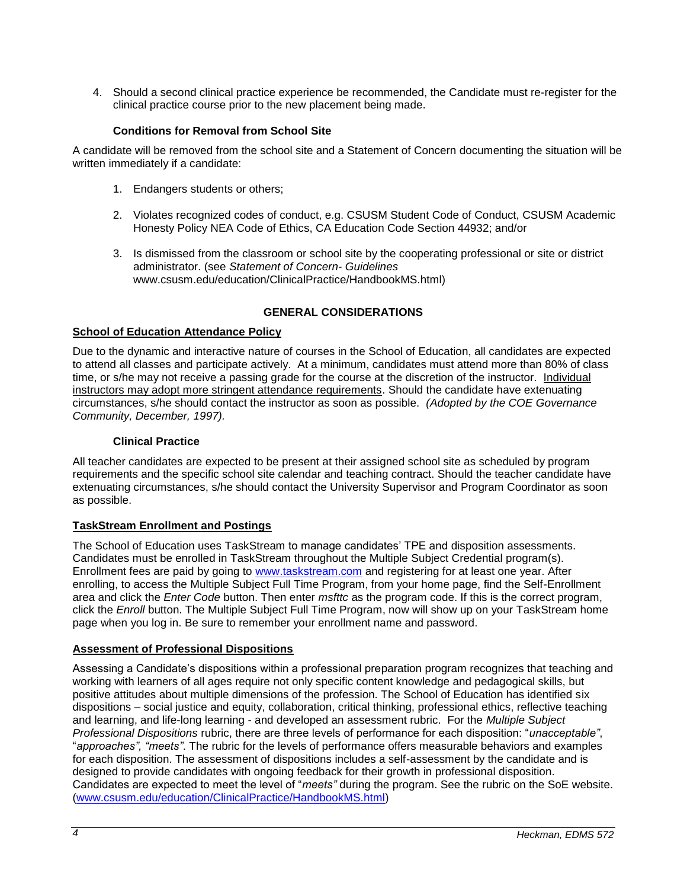4. Should a second clinical practice experience be recommended, the Candidate must re-register for the clinical practice course prior to the new placement being made.

### Conditions for Removal from School Site

A candidate will be removed from the school site and a Statement of Concern documenting the situation will be written immediately if a candidate:

1. Endangers students or others;
2. Violates recognized codes of conduct, e.g. CSUSM Student Code of Conduct, CSUSM Academic Honesty Policy NEA Code of Ethics, CA Education Code Section 44932; and/or
3. Is dismissed from the classroom or school site by the cooperating professional or site or district administrator. (see *Statement of Concern- Guidelines* www.csusm.edu/education/ClinicalPractice/HandbookMS.html)

## GENERAL CONSIDERATIONS

### School of Education Attendance Policy

Due to the dynamic and interactive nature of courses in the School of Education, all candidates are expected to attend all classes and participate actively. At a minimum, candidates must attend more than 80% of class time, or s/he may not receive a passing grade for the course at the discretion of the instructor. Individual instructors may adopt more stringent attendance requirements. Should the candidate have extenuating circumstances, s/he should contact the instructor as soon as possible. *(Adopted by the COE Governance Community, December, 1997).*

### Clinical Practice

All teacher candidates are expected to be present at their assigned school site as scheduled by program requirements and the specific school site calendar and teaching contract. Should the teacher candidate have extenuating circumstances, s/he should contact the University Supervisor and Program Coordinator as soon as possible.

### TaskStream Enrollment and Postings

The School of Education uses TaskStream to manage candidates' TPE and disposition assessments. Candidates must be enrolled in TaskStream throughout the Multiple Subject Credential program(s). Enrollment fees are paid by going to www.taskstream.com and registering for at least one year. After enrolling, to access the Multiple Subject Full Time Program, from your home page, find the Self-Enrollment area and click the *Enter Code* button. Then enter *msfttc* as the program code. If this is the correct program, click the *Enroll* button. The Multiple Subject Full Time Program, now will show up on your TaskStream home page when you log in. Be sure to remember your enrollment name and password.

### Assessment of Professional Dispositions

Assessing a Candidate's dispositions within a professional preparation program recognizes that teaching and working with learners of all ages require not only specific content knowledge and pedagogical skills, but positive attitudes about multiple dimensions of the profession. The School of Education has identified six dispositions – social justice and equity, collaboration, critical thinking, professional ethics, reflective teaching and learning, and life-long learning - and developed an assessment rubric. For the *Multiple Subject Professional Dispositions* rubric, there are three levels of performance for each disposition: "*unacceptable"*, "*approaches", "meets"*. The rubric for the levels of performance offers measurable behaviors and examples for each disposition. The assessment of dispositions includes a self-assessment by the candidate and is designed to provide candidates with ongoing feedback for their growth in professional disposition. Candidates are expected to meet the level of "*meets"* during the program. See the rubric on the SoE website. (www.csusm.edu/education/ClinicalPractice/HandbookMS.html)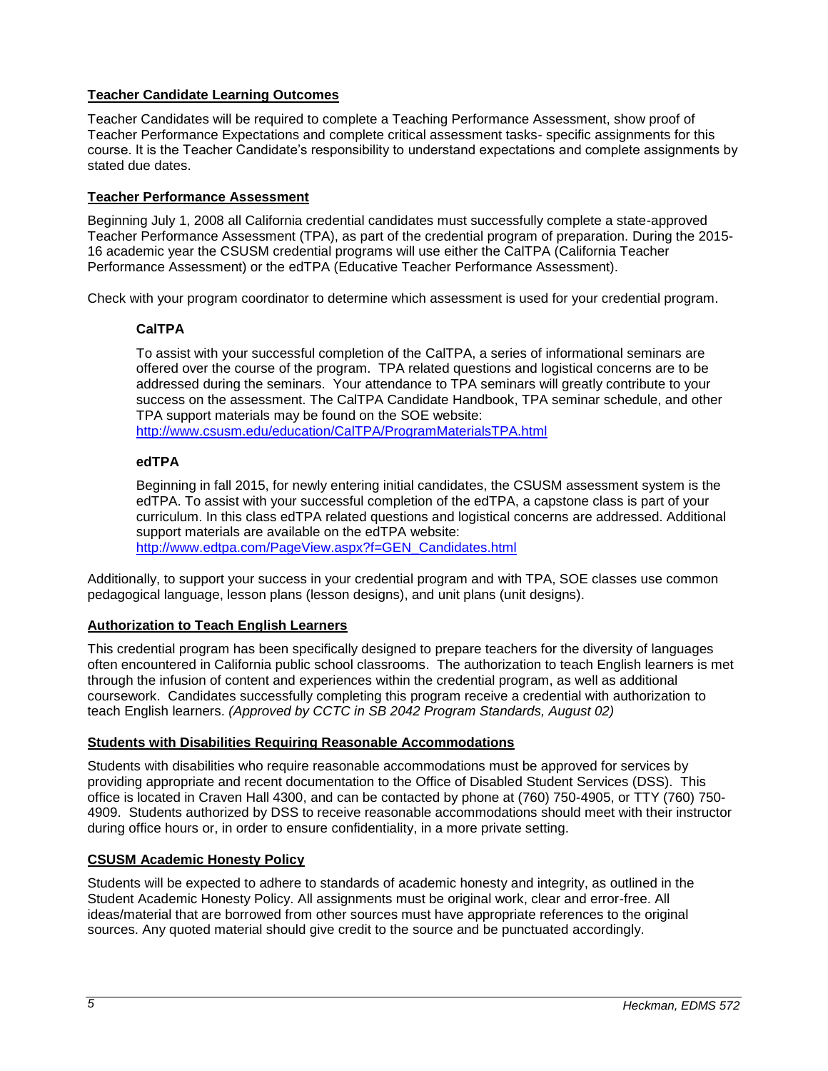## Teacher Candidate Learning Outcomes

Teacher Candidates will be required to complete a Teaching Performance Assessment, show proof of Teacher Performance Expectations and complete critical assessment tasks- specific assignments for this course. It is the Teacher Candidate's responsibility to understand expectations and complete assignments by stated due dates.

## Teacher Performance Assessment

Beginning July 1, 2008 all California credential candidates must successfully complete a state-approved Teacher Performance Assessment (TPA), as part of the credential program of preparation. During the 2015-16 academic year the CSUSM credential programs will use either the CalTPA (California Teacher Performance Assessment) or the edTPA (Educative Teacher Performance Assessment).

Check with your program coordinator to determine which assessment is used for your credential program.

### CalTPA

To assist with your successful completion of the CalTPA, a series of informational seminars are offered over the course of the program. TPA related questions and logistical concerns are to be addressed during the seminars. Your attendance to TPA seminars will greatly contribute to your success on the assessment. The CalTPA Candidate Handbook, TPA seminar schedule, and other TPA support materials may be found on the SOE website:
http://www.csusm.edu/education/CalTPA/ProgramMaterialsTPA.html

### edTPA

Beginning in fall 2015, for newly entering initial candidates, the CSUSM assessment system is the edTPA. To assist with your successful completion of the edTPA, a capstone class is part of your curriculum. In this class edTPA related questions and logistical concerns are addressed. Additional support materials are available on the edTPA website:
http://www.edtpa.com/PageView.aspx?f=GEN_Candidates.html

Additionally, to support your success in your credential program and with TPA, SOE classes use common pedagogical language, lesson plans (lesson designs), and unit plans (unit designs).

## Authorization to Teach English Learners

This credential program has been specifically designed to prepare teachers for the diversity of languages often encountered in California public school classrooms. The authorization to teach English learners is met through the infusion of content and experiences within the credential program, as well as additional coursework. Candidates successfully completing this program receive a credential with authorization to teach English learners. *(Approved by CCTC in SB 2042 Program Standards, August 02)*

## Students with Disabilities Requiring Reasonable Accommodations

Students with disabilities who require reasonable accommodations must be approved for services by providing appropriate and recent documentation to the Office of Disabled Student Services (DSS). This office is located in Craven Hall 4300, and can be contacted by phone at (760) 750-4905, or TTY (760) 750-4909. Students authorized by DSS to receive reasonable accommodations should meet with their instructor during office hours or, in order to ensure confidentiality, in a more private setting.

## CSUSM Academic Honesty Policy

Students will be expected to adhere to standards of academic honesty and integrity, as outlined in the Student Academic Honesty Policy. All assignments must be original work, clear and error-free. All ideas/material that are borrowed from other sources must have appropriate references to the original sources. Any quoted material should give credit to the source and be punctuated accordingly.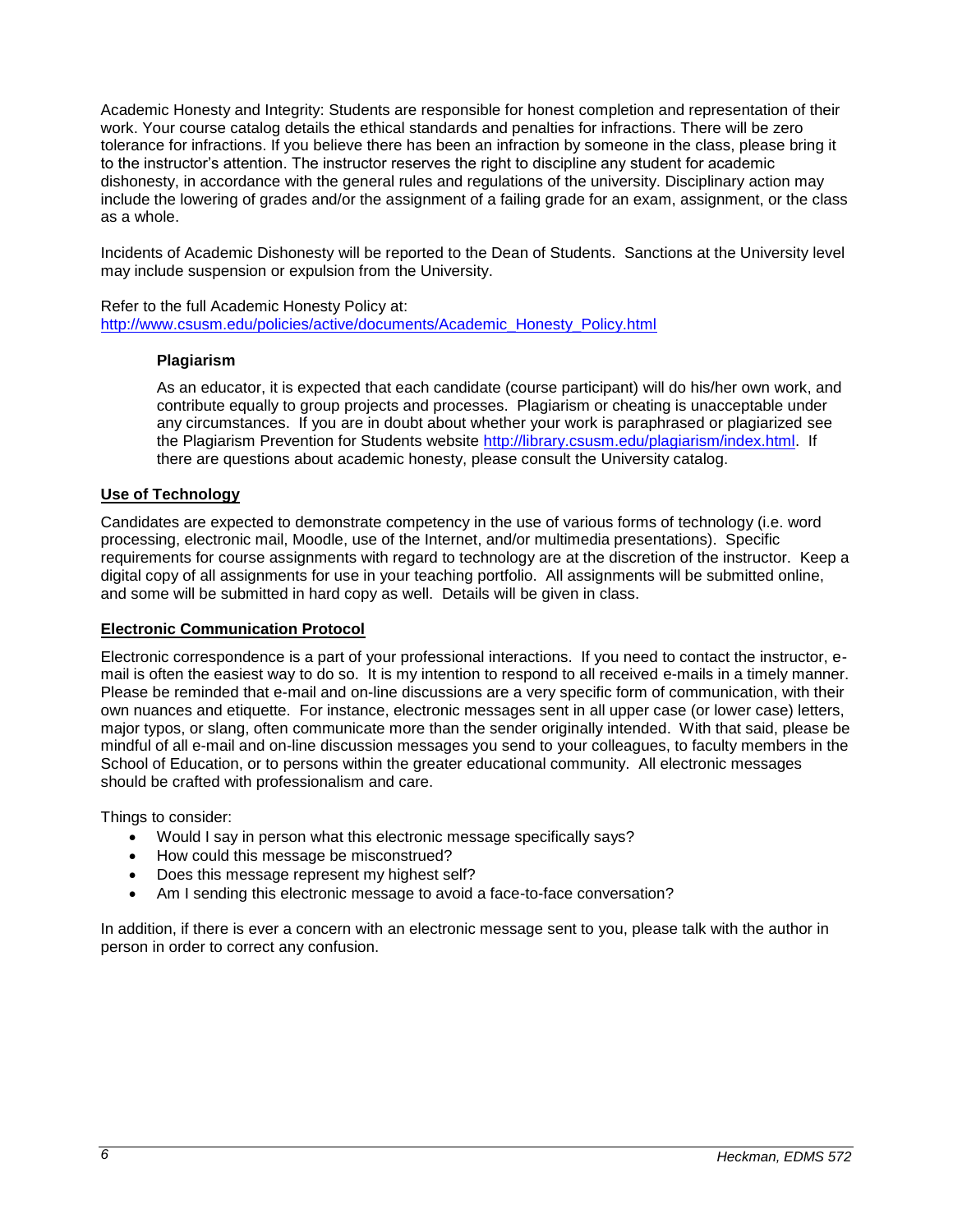Academic Honesty and Integrity: Students are responsible for honest completion and representation of their work. Your course catalog details the ethical standards and penalties for infractions. There will be zero tolerance for infractions. If you believe there has been an infraction by someone in the class, please bring it to the instructor's attention. The instructor reserves the right to discipline any student for academic dishonesty, in accordance with the general rules and regulations of the university. Disciplinary action may include the lowering of grades and/or the assignment of a failing grade for an exam, assignment, or the class as a whole.

Incidents of Academic Dishonesty will be reported to the Dean of Students. Sanctions at the University level may include suspension or expulsion from the University.

Refer to the full Academic Honesty Policy at:
http://www.csusm.edu/policies/active/documents/Academic_Honesty_Policy.html

### Plagiarism

As an educator, it is expected that each candidate (course participant) will do his/her own work, and contribute equally to group projects and processes. Plagiarism or cheating is unacceptable under any circumstances. If you are in doubt about whether your work is paraphrased or plagiarized see the Plagiarism Prevention for Students website http://library.csusm.edu/plagiarism/index.html. If there are questions about academic honesty, please consult the University catalog.

## Use of Technology

Candidates are expected to demonstrate competency in the use of various forms of technology (i.e. word processing, electronic mail, Moodle, use of the Internet, and/or multimedia presentations). Specific requirements for course assignments with regard to technology are at the discretion of the instructor. Keep a digital copy of all assignments for use in your teaching portfolio. All assignments will be submitted online, and some will be submitted in hard copy as well. Details will be given in class.

## Electronic Communication Protocol

Electronic correspondence is a part of your professional interactions. If you need to contact the instructor, e-mail is often the easiest way to do so. It is my intention to respond to all received e-mails in a timely manner. Please be reminded that e-mail and on-line discussions are a very specific form of communication, with their own nuances and etiquette. For instance, electronic messages sent in all upper case (or lower case) letters, major typos, or slang, often communicate more than the sender originally intended. With that said, please be mindful of all e-mail and on-line discussion messages you send to your colleagues, to faculty members in the School of Education, or to persons within the greater educational community. All electronic messages should be crafted with professionalism and care.

Things to consider:

- Would I say in person what this electronic message specifically says?
- How could this message be misconstrued?
- Does this message represent my highest self?
- Am I sending this electronic message to avoid a face-to-face conversation?

In addition, if there is ever a concern with an electronic message sent to you, please talk with the author in person in order to correct any confusion.